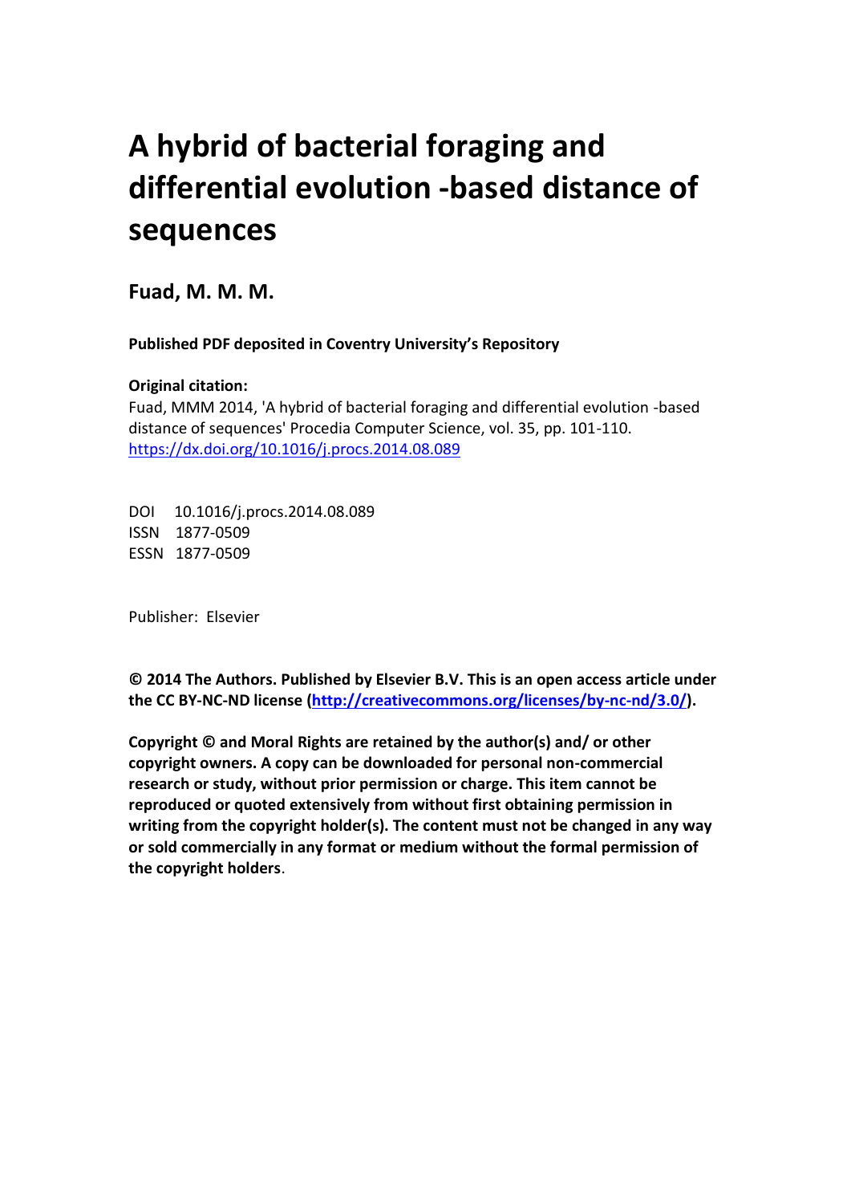# A hybrid of bacterial foraging and differential evolution -based distance of sequences

**Fuad, M. M. M.**

**Published PDF deposited in Coventry University's Repository**

**Original citation:**

Fuad, MMM 2014, 'A hybrid of bacterial foraging and differential evolution -based distance of sequences' Procedia Computer Science, vol. 35, pp. 101-110.
https://dx.doi.org/10.1016/j.procs.2014.08.089

DOI 10.1016/j.procs.2014.08.089
ISSN 1877-0509
ESSN 1877-0509

Publisher: Elsevier

**© 2014 The Authors. Published by Elsevier B.V. This is an open access article under the CC BY-NC-ND license (http://creativecommons.org/licenses/by-nc-nd/3.0/).**

**Copyright © and Moral Rights are retained by the author(s) and/ or other copyright owners. A copy can be downloaded for personal non-commercial research or study, without prior permission or charge. This item cannot be reproduced or quoted extensively from without first obtaining permission in writing from the copyright holder(s). The content must not be changed in any way or sold commercially in any format or medium without the formal permission of the copyright holders.**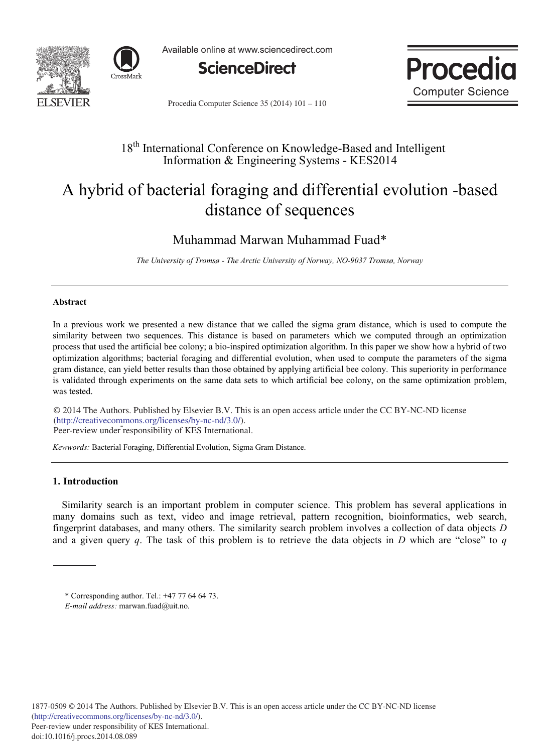18th International Conference on Knowledge-Based and Intelligent Information & Engineering Systems - KES2014

# A hybrid of bacterial foraging and differential evolution -based distance of sequences

Muhammad Marwan Muhammad Fuad*

*The University of Tromsø - The Arctic University of Norway, NO-9037 Tromsø, Norway*

---

## Abstract

In a previous work we presented a new distance that we called the sigma gram distance, which is used to compute the similarity between two sequences. This distance is based on parameters which we computed through an optimization process that used the artificial bee colony; a bio-inspired optimization algorithm. In this paper we show how a hybrid of two optimization algorithms; bacterial foraging and differential evolution, when used to compute the parameters of the sigma gram distance, can yield better results than those obtained by applying artificial bee colony. This superiority in performance is validated through experiments on the same data sets to which artificial bee colony, on the same optimization problem, was tested.

© 2014 The Authors. Published by Elsevier B.V. This is an open access article under the CC BY-NC-ND license (http://creativecommons.org/licenses/by-nc-nd/3.0/).
Peer-review under responsibility of KES International.

*Kewwords:* Bacterial Foraging, Differential Evolution, Sigma Gram Distance.

---

## 1. Introduction

Similarity search is an important problem in computer science. This problem has several applications in many domains such as text, video and image retrieval, pattern recognition, bioinformatics, web search, fingerprint databases, and many others. The similarity search problem involves a collection of data objects *D* and a given query *q*. The task of this problem is to retrieve the data objects in *D* which are "close" to *q*

---

\* Corresponding author. Tel.: +47 77 64 64 73.
*E-mail address:* marwan.fuad@uit.no.

1877-0509 © 2014 The Authors. Published by Elsevier B.V. This is an open access article under the CC BY-NC-ND license (http://creativecommons.org/licenses/by-nc-nd/3.0/).
Peer-review under responsibility of KES International.
doi:10.1016/j.procs.2014.08.089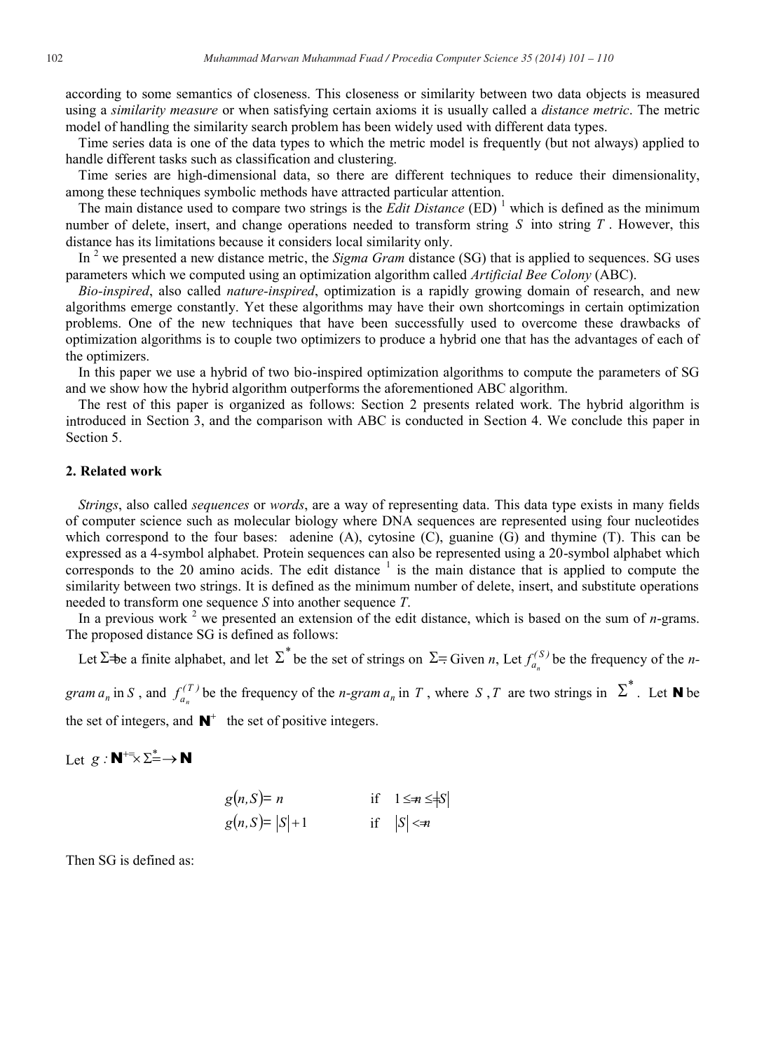according to some semantics of closeness. This closeness or similarity between two data objects is measured using a *similarity measure* or when satisfying certain axioms it is usually called a *distance metric*. The metric model of handling the similarity search problem has been widely used with different data types.

Time series data is one of the data types to which the metric model is frequently (but not always) applied to handle different tasks such as classification and clustering.

Time series are high-dimensional data, so there are different techniques to reduce their dimensionality, among these techniques symbolic methods have attracted particular attention.

The main distance used to compare two strings is the *Edit Distance* (ED) [1] which is defined as the minimum number of delete, insert, and change operations needed to transform string $S$ into string $T$. However, this distance has its limitations because it considers local similarity only.

In [2] we presented a new distance metric, the *Sigma Gram* distance (SG) that is applied to sequences. SG uses parameters which we computed using an optimization algorithm called *Artificial Bee Colony* (ABC).

*Bio-inspired*, also called *nature-inspired*, optimization is a rapidly growing domain of research, and new algorithms emerge constantly. Yet these algorithms may have their own shortcomings in certain optimization problems. One of the new techniques that have been successfully used to overcome these drawbacks of optimization algorithms is to couple two optimizers to produce a hybrid one that has the advantages of each of the optimizers.

In this paper we use a hybrid of two bio-inspired optimization algorithms to compute the parameters of SG and we show how the hybrid algorithm outperforms the aforementioned ABC algorithm.

The rest of this paper is organized as follows: Section 2 presents related work. The hybrid algorithm is introduced in Section 3, and the comparison with ABC is conducted in Section 4. We conclude this paper in Section 5.

## 2. Related work

*Strings*, also called *sequences* or *words*, are a way of representing data. This data type exists in many fields of computer science such as molecular biology where DNA sequences are represented using four nucleotides which correspond to the four bases: adenine (A), cytosine (C), guanine (G) and thymine (T). This can be expressed as a 4-symbol alphabet. Protein sequences can also be represented using a 20-symbol alphabet which corresponds to the 20 amino acids. The edit distance [1] is the main distance that is applied to compute the similarity between two strings. It is defined as the minimum number of delete, insert, and substitute operations needed to transform one sequence $S$ into another sequence $T$.

In a previous work [2] we presented an extension of the edit distance, which is based on the sum of *n*-grams. The proposed distance SG is defined as follows:

Let $\Sigma$ be a finite alphabet, and let $\Sigma^*$ be the set of strings on $\Sigma$. Given $n$, Let $f_{a_n}^{(S)}$ be the frequency of the *n-gram* $a_n$ in $S$, and $f_{a_n}^{(T)}$ be the frequency of the *n-gram* $a_n$ in $T$, where $S$, $T$ are two strings in $\Sigma^*$. Let $\mathbf{N}$ be the set of integers, and $\mathbf{N}^+$ the set of positive integers.

Let $g : \mathbf{N}^+ \times \Sigma^* \to \mathbf{N}$

$$
\begin{aligned}
g(n,S) &= n & \text{if} \quad 1 \le n \le |S| \\
g(n,S) &= |S| + 1 & \text{if} \quad |S| < n
\end{aligned}
$$

Then SG is defined as: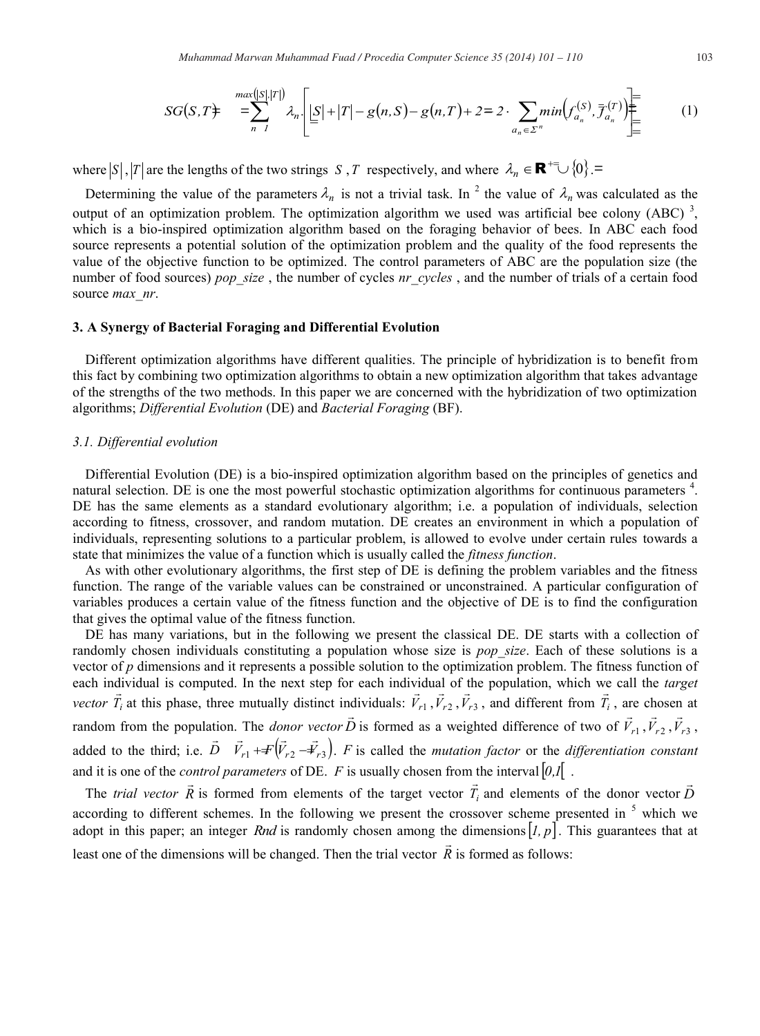$$SG(S,T) = \sum_{n=1}^{max(|S|,|T|)} \lambda_n \cdot \left[ |S| + |T| - g(n,S) - g(n,T) + 2 - 2 \cdot \sum_{a_n \in \Sigma^n} min\left(f_{a_n}^{(S)}, f_{a_n}^{(T)}\right) \right] \tag{1}$$

where $|S|$, $|T|$ are the lengths of the two strings $S$ , $T$ respectively, and where $\lambda_n \in \mathbf{R}^+ \cup \{0\}$.

Determining the value of the parameters $\lambda_n$ is not a trivial task. In [2] the value of $\lambda_n$ was calculated as the output of an optimization problem. The optimization algorithm we used was artificial bee colony (ABC) [3], which is a bio-inspired optimization algorithm based on the foraging behavior of bees. In ABC each food source represents a potential solution of the optimization problem and the quality of the food represents the value of the objective function to be optimized. The control parameters of ABC are the population size (the number of food sources) *pop_size* , the number of cycles *nr_cycles* , and the number of trials of a certain food source *max_nr*.

## 3. A Synergy of Bacterial Foraging and Differential Evolution

Different optimization algorithms have different qualities. The principle of hybridization is to benefit from this fact by combining two optimization algorithms to obtain a new optimization algorithm that takes advantage of the strengths of the two methods. In this paper we are concerned with the hybridization of two optimization algorithms; *Differential Evolution* (DE) and *Bacterial Foraging* (BF).

### 3.1. Differential evolution

Differential Evolution (DE) is a bio-inspired optimization algorithm based on the principles of genetics and natural selection. DE is one the most powerful stochastic optimization algorithms for continuous parameters [4]. DE has the same elements as a standard evolutionary algorithm; i.e. a population of individuals, selection according to fitness, crossover, and random mutation. DE creates an environment in which a population of individuals, representing solutions to a particular problem, is allowed to evolve under certain rules towards a state that minimizes the value of a function which is usually called the *fitness function*.

As with other evolutionary algorithms, the first step of DE is defining the problem variables and the fitness function. The range of the variable values can be constrained or unconstrained. A particular configuration of variables produces a certain value of the fitness function and the objective of DE is to find the configuration that gives the optimal value of the fitness function.

DE has many variations, but in the following we present the classical DE. DE starts with a collection of randomly chosen individuals constituting a population whose size is *pop_size*. Each of these solutions is a vector of *p* dimensions and it represents a possible solution to the optimization problem. The fitness function of each individual is computed. In the next step for each individual of the population, which we call the *target vector* $\vec{T}_i$ at this phase, three mutually distinct individuals: $\vec{V}_{r1}, \vec{V}_{r2}, \vec{V}_{r3}$, and different from $\vec{T}_i$, are chosen at random from the population. The *donor vector* $\vec{D}$ is formed as a weighted difference of two of $\vec{V}_{r1}, \vec{V}_{r2}, \vec{V}_{r3}$, added to the third; i.e. $\vec{D} = \vec{V}_{r1} + F\left(\vec{V}_{r2} - \vec{V}_{r3}\right)$. $F$ is called the *mutation factor* or the *differentiation constant* and it is one of the *control parameters* of DE. $F$ is usually chosen from the interval $[0,1[$ .

The *trial vector* $\vec{R}$ is formed from elements of the target vector $\vec{T}_i$ and elements of the donor vector $\vec{D}$ according to different schemes. In the following we present the crossover scheme presented in [5] which we adopt in this paper; an integer $Rnd$ is randomly chosen among the dimensions $[1, p]$. This guarantees that at least one of the dimensions will be changed. Then the trial vector $\vec{R}$ is formed as follows: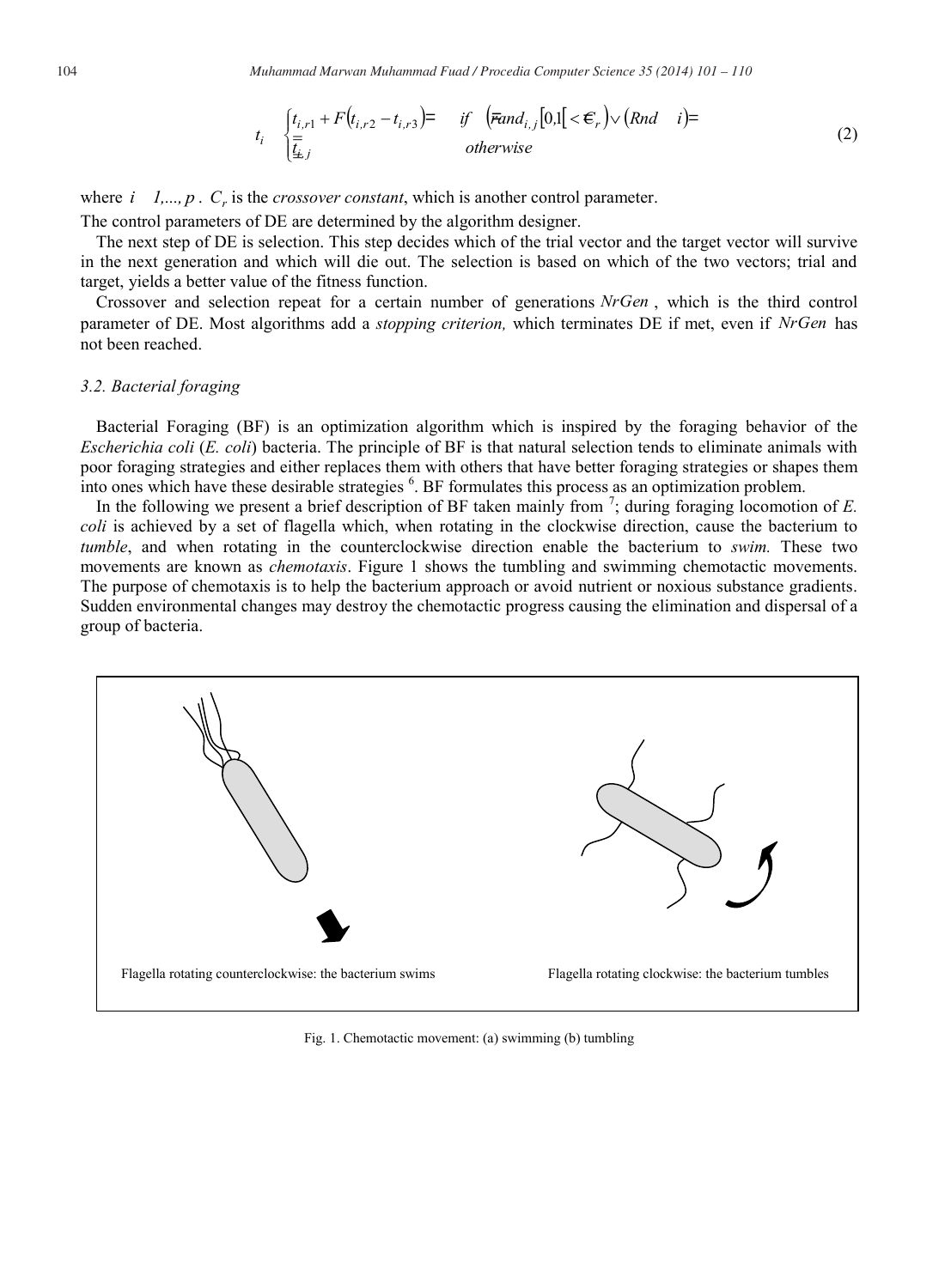$$t_i \begin{cases} t_{i,r1} + F(t_{i,r2} - t_{i,r3}) & \text{if } (rand_{i,j}[0,1[ < C_r) \vee (Rnd \quad i) \\ t_{i,j} & \text{otherwise} \end{cases} \tag{2}$$

where $i \quad 1,...,p$. $C_r$ is the *crossover constant*, which is another control parameter.

The control parameters of DE are determined by the algorithm designer.

The next step of DE is selection. This step decides which of the trial vector and the target vector will survive in the next generation and which will die out. The selection is based on which of the two vectors; trial and target, yields a better value of the fitness function.

Crossover and selection repeat for a certain number of generations $NrGen$, which is the third control parameter of DE. Most algorithms add a *stopping criterion,* which terminates DE if met, even if $NrGen$ has not been reached.

### 3.2. Bacterial foraging

Bacterial Foraging (BF) is an optimization algorithm which is inspired by the foraging behavior of the *Escherichia coli* (*E. coli*) bacteria. The principle of BF is that natural selection tends to eliminate animals with poor foraging strategies and either replaces them with others that have better foraging strategies or shapes them into ones which have these desirable strategies [6]. BF formulates this process as an optimization problem.

In the following we present a brief description of BF taken mainly from [7]; during foraging locomotion of *E. coli* is achieved by a set of flagella which, when rotating in the clockwise direction, cause the bacterium to *tumble*, and when rotating in the counterclockwise direction enable the bacterium to *swim.* These two movements are known as *chemotaxis*. Figure 1 shows the tumbling and swimming chemotactic movements. The purpose of chemotaxis is to help the bacterium approach or avoid nutrient or noxious substance gradients. Sudden environmental changes may destroy the chemotactic progress causing the elimination and dispersal of a group of bacteria.

Flagella rotating counterclockwise: the bacterium swims

Flagella rotating clockwise: the bacterium tumbles

Fig. 1. Chemotactic movement: (a) swimming (b) tumbling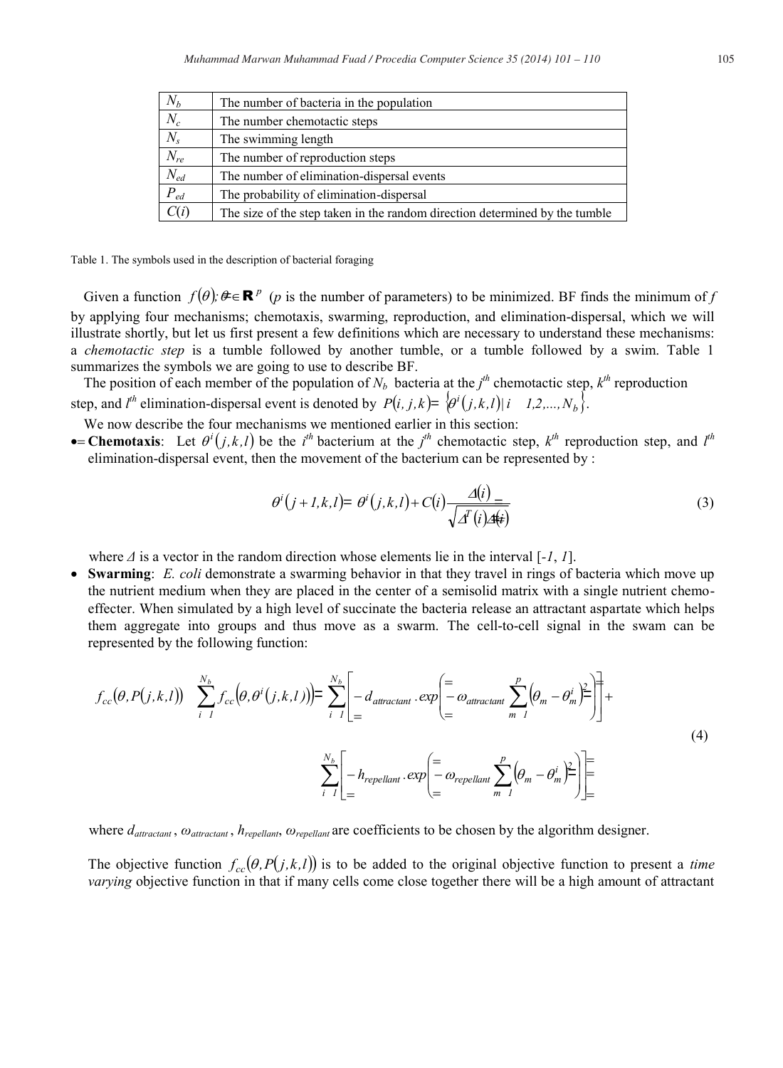| $N_b$ | The number of bacteria in the population |
|---|---|
| $N_c$ | The number chemotactic steps |
| $N_s$ | The swimming length |
| $N_{re}$ | The number of reproduction steps |
| $N_{ed}$ | The number of elimination-dispersal events |
| $P_{ed}$ | The probability of elimination-dispersal |
| $C(i)$ | The size of the step taken in the random direction determined by the tumble |

Table 1. The symbols used in the description of bacterial foraging

Given a function $f(\theta); \theta \in \mathbf{R}^p$ (*p* is the number of parameters) to be minimized. BF finds the minimum of *f* by applying four mechanisms; chemotaxis, swarming, reproduction, and elimination-dispersal, which we will illustrate shortly, but let us first present a few definitions which are necessary to understand these mechanisms: a *chemotactic step* is a tumble followed by another tumble, or a tumble followed by a swim. Table 1 summarizes the symbols we are going to use to describe BF.

The position of each member of the population of $N_b$ bacteria at the $j^{th}$ chemotactic step, $k^{th}$ reproduction step, and $l^{th}$ elimination-dispersal event is denoted by $P(i, j, k) = \{\theta^i(j,k,l) \mid i = 1,2,...,N_b\}$.

We now describe the four mechanisms we mentioned earlier in this section:

- **Chemotaxis**: Let $\theta^i(j,k,l)$ be the $i^{th}$ bacterium at the $j^{th}$ chemotactic step, $k^{th}$ reproduction step, and $l^{th}$ elimination-dispersal event, then the movement of the bacterium can be represented by :

$$\theta^i(j+1,k,l) = \theta^i(j,k,l) + C(i)\frac{\Delta(i)}{\sqrt{\Delta^T(i)\Delta(i)}} \tag{3}$$

  where $\Delta$ is a vector in the random direction whose elements lie in the interval [*-1*, *1*].

- **Swarming**: *E. coli* demonstrate a swarming behavior in that they travel in rings of bacteria which move up the nutrient medium when they are placed in the center of a semisolid matrix with a single nutrient chemo-effecter. When simulated by a high level of succinate the bacteria release an attractant aspartate which helps them aggregate into groups and thus move as a swarm. The cell-to-cell signal in the swam can be represented by the following function:

$$f_{cc}(\theta, P(j,k,l)) = \sum_{i=1}^{N_b} f_{cc}(\theta, \theta^i(j,k,l)) = \sum_{i=1}^{N_b}\left[-d_{attractant} \cdot exp\left(-\omega_{attractant}\sum_{m=1}^{p}(\theta_m - \theta_m^i)^2\right)\right] + \sum_{i=1}^{N_b}\left[-h_{repellant} \cdot exp\left(-\omega_{repellant}\sum_{m=1}^{p}(\theta_m - \theta_m^i)^2\right)\right] \tag{4}$$

  where $d_{attractant}$, $\omega_{attractant}$, $h_{repellant}$, $\omega_{repellant}$ are coefficients to be chosen by the algorithm designer.

  The objective function $f_{cc}(\theta, P(j,k,l))$ is to be added to the original objective function to present a *time varying* objective function in that if many cells come close together there will be a high amount of attractant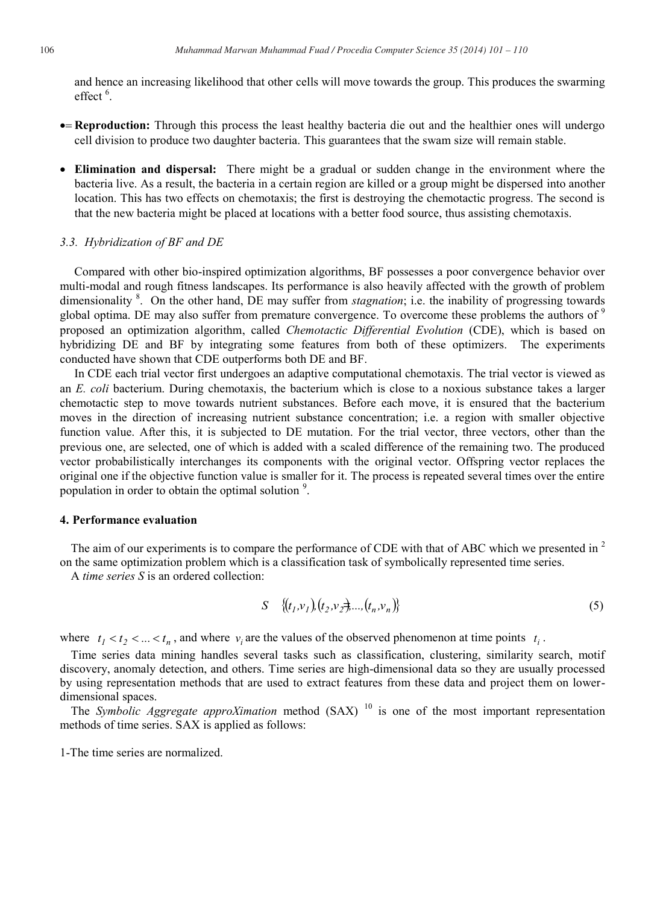and hence an increasing likelihood that other cells will move towards the group. This produces the swarming effect [6].

- **Reproduction:** Through this process the least healthy bacteria die out and the healthier ones will undergo cell division to produce two daughter bacteria. This guarantees that the swam size will remain stable.

- **Elimination and dispersal:** There might be a gradual or sudden change in the environment where the bacteria live. As a result, the bacteria in a certain region are killed or a group might be dispersed into another location. This has two effects on chemotaxis; the first is destroying the chemotactic progress. The second is that the new bacteria might be placed at locations with a better food source, thus assisting chemotaxis.

### 3.3. Hybridization of BF and DE

Compared with other bio-inspired optimization algorithms, BF possesses a poor convergence behavior over multi-modal and rough fitness landscapes. Its performance is also heavily affected with the growth of problem dimensionality [8]. On the other hand, DE may suffer from *stagnation*; i.e. the inability of progressing towards global optima. DE may also suffer from premature convergence. To overcome these problems the authors of [9] proposed an optimization algorithm, called *Chemotactic Differential Evolution* (CDE), which is based on hybridizing DE and BF by integrating some features from both of these optimizers. The experiments conducted have shown that CDE outperforms both DE and BF.

In CDE each trial vector first undergoes an adaptive computational chemotaxis. The trial vector is viewed as an *E. coli* bacterium. During chemotaxis, the bacterium which is close to a noxious substance takes a larger chemotactic step to move towards nutrient substances. Before each move, it is ensured that the bacterium moves in the direction of increasing nutrient substance concentration; i.e. a region with smaller objective function value. After this, it is subjected to DE mutation. For the trial vector, three vectors, other than the previous one, are selected, one of which is added with a scaled difference of the remaining two. The produced vector probabilistically interchanges its components with the original vector. Offspring vector replaces the original one if the objective function value is smaller for it. The process is repeated several times over the entire population in order to obtain the optimal solution [9].

## 4. Performance evaluation

The aim of our experiments is to compare the performance of CDE with that of ABC which we presented in [2] on the same optimization problem which is a classification task of symbolically represented time series.

A *time series S* is an ordered collection:

$$S = \{(t_1, v_1), (t_2, v_2), \ldots, (t_n, v_n)\} \tag{5}$$

where $t_1 < t_2 < \ldots < t_n$, and where $v_i$ are the values of the observed phenomenon at time points $t_i$.

Time series data mining handles several tasks such as classification, clustering, similarity search, motif discovery, anomaly detection, and others. Time series are high-dimensional data so they are usually processed by using representation methods that are used to extract features from these data and project them on lower-dimensional spaces.

The *Symbolic Aggregate approXimation* method (SAX) [10] is one of the most important representation methods of time series. SAX is applied as follows:

1-The time series are normalized.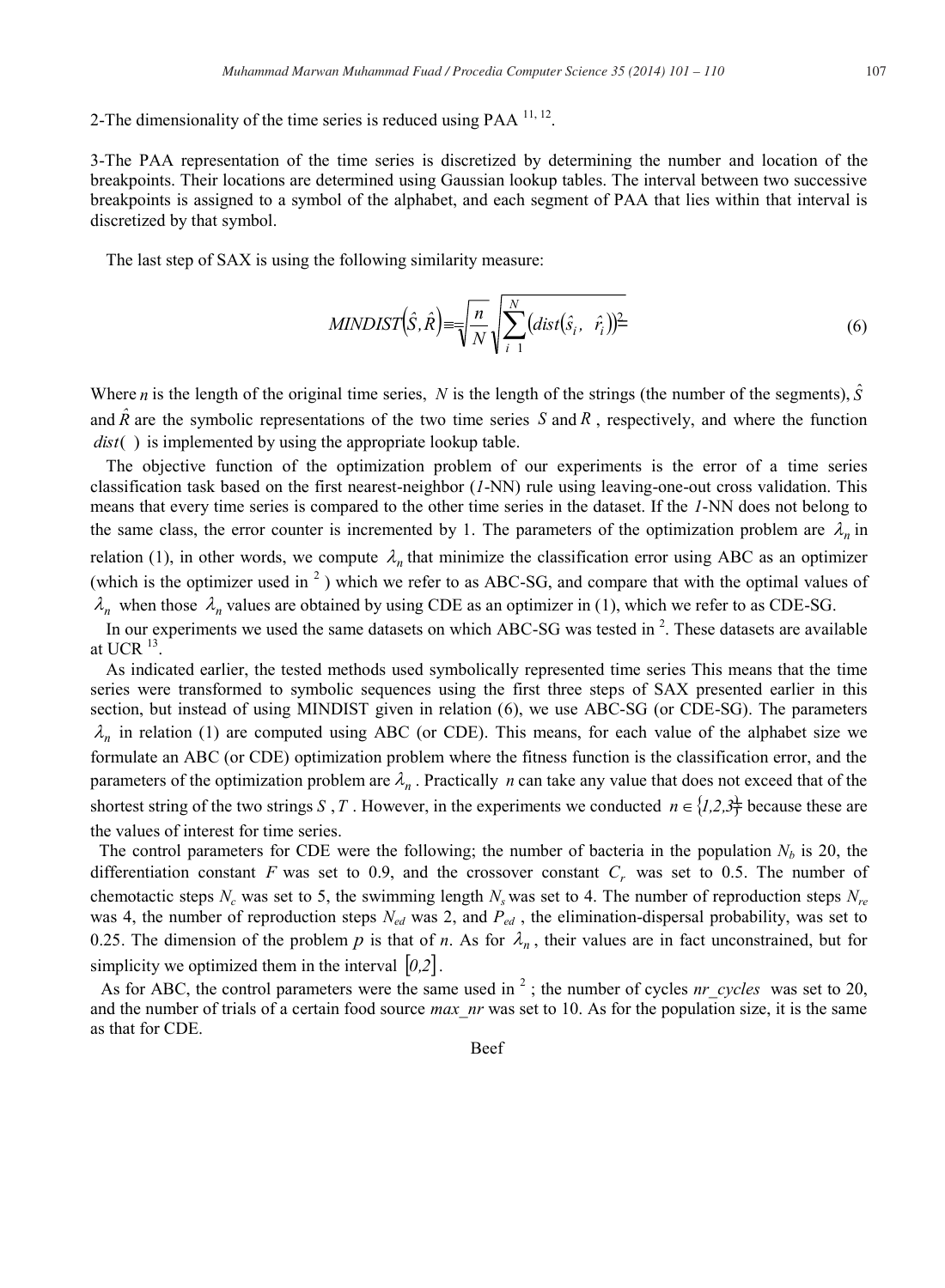2-The dimensionality of the time series is reduced using PAA [11, 12].

3-The PAA representation of the time series is discretized by determining the number and location of the breakpoints. Their locations are determined using Gaussian lookup tables. The interval between two successive breakpoints is assigned to a symbol of the alphabet, and each segment of PAA that lies within that interval is discretized by that symbol.

The last step of SAX is using the following similarity measure:

$$MINDIST\left(\hat{S},\hat{R}\right) = \sqrt{\frac{n}{N}}\sqrt{\sum_{i=1}^{N}\left(dist\left(\hat{s}_i, \hat{r}_i\right)\right)^2} \tag{6}$$

Where $n$ is the length of the original time series, $N$ is the length of the strings (the number of the segments), $\hat{S}$ and $\hat{R}$ are the symbolic representations of the two time series $S$ and $R$, respectively, and where the function $dist(\ )$ is implemented by using the appropriate lookup table.

The objective function of the optimization problem of our experiments is the error of a time series classification task based on the first nearest-neighbor (*1*-NN) rule using leaving-one-out cross validation. This means that every time series is compared to the other time series in the dataset. If the *1*-NN does not belong to the same class, the error counter is incremented by 1. The parameters of the optimization problem are $\lambda_n$ in relation (1), in other words, we compute $\lambda_n$ that minimize the classification error using ABC as an optimizer (which is the optimizer used in [2]) which we refer to as ABC-SG, and compare that with the optimal values of $\lambda_n$ when those $\lambda_n$ values are obtained by using CDE as an optimizer in (1), which we refer to as CDE-SG.

In our experiments we used the same datasets on which ABC-SG was tested in [2]. These datasets are available at UCR [13].

As indicated earlier, the tested methods used symbolically represented time series This means that the time series were transformed to symbolic sequences using the first three steps of SAX presented earlier in this section, but instead of using MINDIST given in relation (6), we use ABC-SG (or CDE-SG). The parameters $\lambda_n$ in relation (1) are computed using ABC (or CDE). This means, for each value of the alphabet size we formulate an ABC (or CDE) optimization problem where the fitness function is the classification error, and the parameters of the optimization problem are $\lambda_n$. Practically $n$ can take any value that does not exceed that of the shortest string of the two strings $S$, $T$. However, in the experiments we conducted $n \in \{1,2,3\}$ because these are the values of interest for time series.

The control parameters for CDE were the following; the number of bacteria in the population $N_b$ is 20, the differentiation constant $F$ was set to 0.9, and the crossover constant $C_r$ was set to 0.5. The number of chemotactic steps $N_c$ was set to 5, the swimming length $N_s$ was set to 4. The number of reproduction steps $N_{re}$ was 4, the number of reproduction steps $N_{ed}$ was 2, and $P_{ed}$, the elimination-dispersal probability, was set to 0.25. The dimension of the problem $p$ is that of $n$. As for $\lambda_n$, their values are in fact unconstrained, but for simplicity we optimized them in the interval $[0,2]$.

As for ABC, the control parameters were the same used in [2]; the number of cycles *nr_cycles* was set to 20, and the number of trials of a certain food source *max_nr* was set to 10. As for the population size, it is the same as that for CDE.

Beef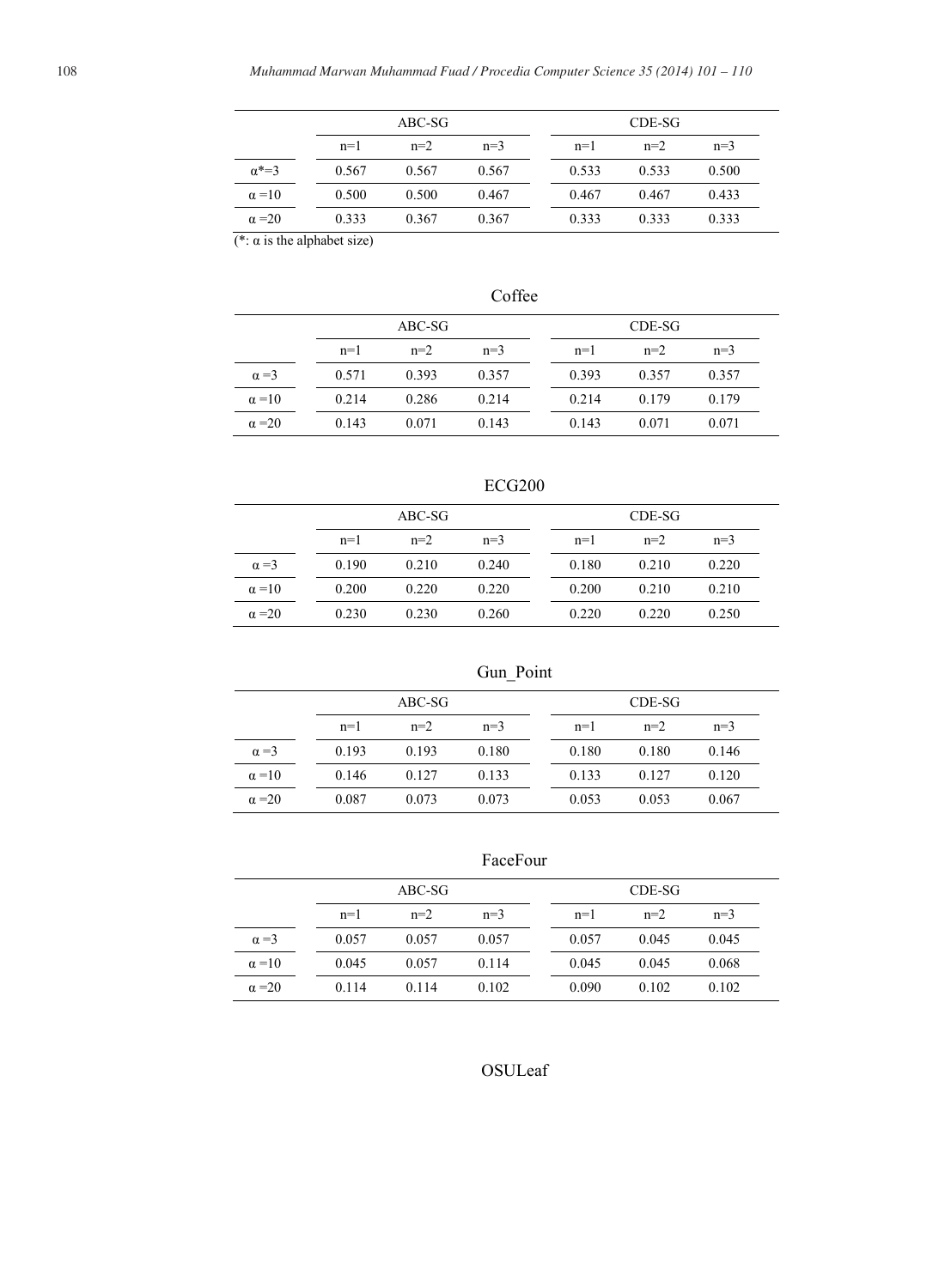| | ABC-SG | | | CDE-SG | | |
|---|---|---|---|---|---|---|
| | n=1 | n=2 | n=3 | n=1 | n=2 | n=3 |
| α*=3 | 0.567 | 0.567 | 0.567 | 0.533 | 0.533 | 0.500 |
| α =10 | 0.500 | 0.500 | 0.467 | 0.467 | 0.467 | 0.433 |
| α =20 | 0.333 | 0.367 | 0.367 | 0.333 | 0.333 | 0.333 |

(*: α is the alphabet size)

Coffee

| | ABC-SG | | | CDE-SG | | |
|---|---|---|---|---|---|---|
| | n=1 | n=2 | n=3 | n=1 | n=2 | n=3 |
| α =3 | 0.571 | 0.393 | 0.357 | 0.393 | 0.357 | 0.357 |
| α =10 | 0.214 | 0.286 | 0.214 | 0.214 | 0.179 | 0.179 |
| α =20 | 0.143 | 0.071 | 0.143 | 0.143 | 0.071 | 0.071 |

ECG200

| | ABC-SG | | | CDE-SG | | |
|---|---|---|---|---|---|---|
| | n=1 | n=2 | n=3 | n=1 | n=2 | n=3 |
| α =3 | 0.190 | 0.210 | 0.240 | 0.180 | 0.210 | 0.220 |
| α =10 | 0.200 | 0.220 | 0.220 | 0.200 | 0.210 | 0.210 |
| α =20 | 0.230 | 0.230 | 0.260 | 0.220 | 0.220 | 0.250 |

Gun_Point

| | ABC-SG | | | CDE-SG | | |
|---|---|---|---|---|---|---|
| | n=1 | n=2 | n=3 | n=1 | n=2 | n=3 |
| α =3 | 0.193 | 0.193 | 0.180 | 0.180 | 0.180 | 0.146 |
| α =10 | 0.146 | 0.127 | 0.133 | 0.133 | 0.127 | 0.120 |
| α =20 | 0.087 | 0.073 | 0.073 | 0.053 | 0.053 | 0.067 |

FaceFour

| | ABC-SG | | | CDE-SG | | |
|---|---|---|---|---|---|---|
| | n=1 | n=2 | n=3 | n=1 | n=2 | n=3 |
| α =3 | 0.057 | 0.057 | 0.057 | 0.057 | 0.045 | 0.045 |
| α =10 | 0.045 | 0.057 | 0.114 | 0.045 | 0.045 | 0.068 |
| α =20 | 0.114 | 0.114 | 0.102 | 0.090 | 0.102 | 0.102 |

OSULeaf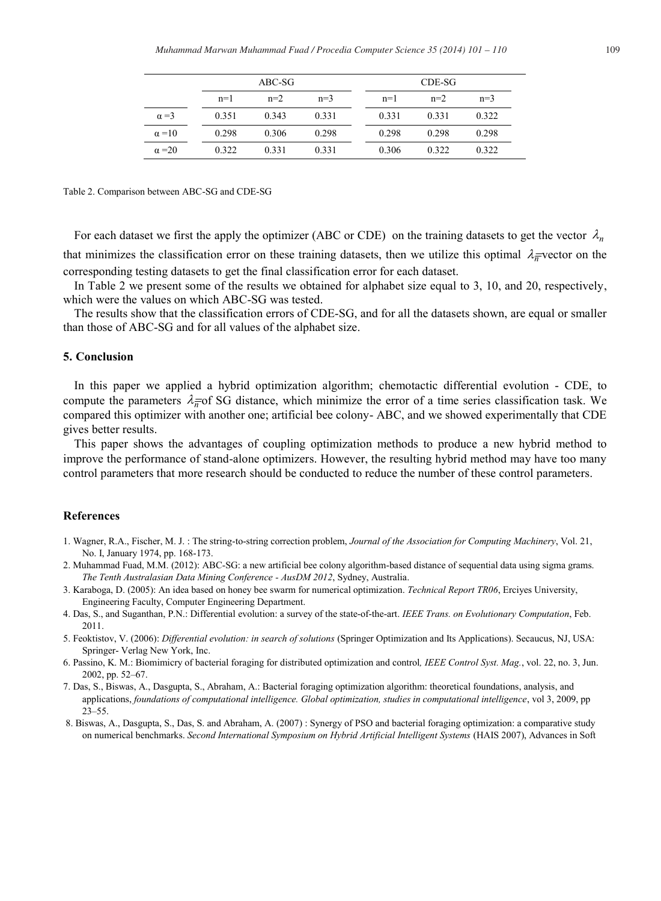| | ABC-SG | | | CDE-SG | | |
|---|---|---|---|---|---|---|
| | n=1 | n=2 | n=3 | n=1 | n=2 | n=3 |
| α =3 | 0.351 | 0.343 | 0.331 | 0.331 | 0.331 | 0.322 |
| α =10 | 0.298 | 0.306 | 0.298 | 0.298 | 0.298 | 0.298 |
| α =20 | 0.322 | 0.331 | 0.331 | 0.306 | 0.322 | 0.322 |

Table 2. Comparison between ABC-SG and CDE-SG

For each dataset we first the apply the optimizer (ABC or CDE) on the training datasets to get the vector $\lambda_n$ that minimizes the classification error on these training datasets, then we utilize this optimal $\lambda_{\overline{n}}$ vector on the corresponding testing datasets to get the final classification error for each dataset.

In Table 2 we present some of the results we obtained for alphabet size equal to 3, 10, and 20, respectively, which were the values on which ABC-SG was tested.

The results show that the classification errors of CDE-SG, and for all the datasets shown, are equal or smaller than those of ABC-SG and for all values of the alphabet size.

## 5. Conclusion

In this paper we applied a hybrid optimization algorithm; chemotactic differential evolution - CDE, to compute the parameters $\lambda_{\overline{n}}$ of SG distance, which minimize the error of a time series classification task. We compared this optimizer with another one; artificial bee colony- ABC, and we showed experimentally that CDE gives better results.

This paper shows the advantages of coupling optimization methods to produce a new hybrid method to improve the performance of stand-alone optimizers. However, the resulting hybrid method may have too many control parameters that more research should be conducted to reduce the number of these control parameters.

## References

1. Wagner, R.A., Fischer, M. J. : The string-to-string correction problem, *Journal of the Association for Computing Machinery*, Vol. 21, No. I, January 1974, pp. 168-173.
2. Muhammad Fuad, M.M. (2012): ABC-SG: a new artificial bee colony algorithm-based distance of sequential data using sigma grams. *The Tenth Australasian Data Mining Conference - AusDM 2012*, Sydney, Australia.
3. Karaboga, D. (2005): An idea based on honey bee swarm for numerical optimization. *Technical Report TR06*, Erciyes University, Engineering Faculty, Computer Engineering Department.
4. Das, S., and Suganthan, P.N.: Differential evolution: a survey of the state-of-the-art. *IEEE Trans. on Evolutionary Computation*, Feb. 2011.
5. Feoktistov, V. (2006): *Differential evolution: in search of solutions* (Springer Optimization and Its Applications). Secaucus, NJ, USA: Springer- Verlag New York, Inc.
6. Passino, K. M.: Biomimicry of bacterial foraging for distributed optimization and control, *IEEE Control Syst. Mag.*, vol. 22, no. 3, Jun. 2002, pp. 52–67.
7. Das, S., Biswas, A., Dasgupta, S., Abraham, A.: Bacterial foraging optimization algorithm: theoretical foundations, analysis, and applications, *foundations of computational intelligence. Global optimization, studies in computational intelligence*, vol 3, 2009, pp 23–55.
8. Biswas, A., Dasgupta, S., Das, S. and Abraham, A. (2007) : Synergy of PSO and bacterial foraging optimization: a comparative study on numerical benchmarks. *Second International Symposium on Hybrid Artificial Intelligent Systems* (HAIS 2007), Advances in Soft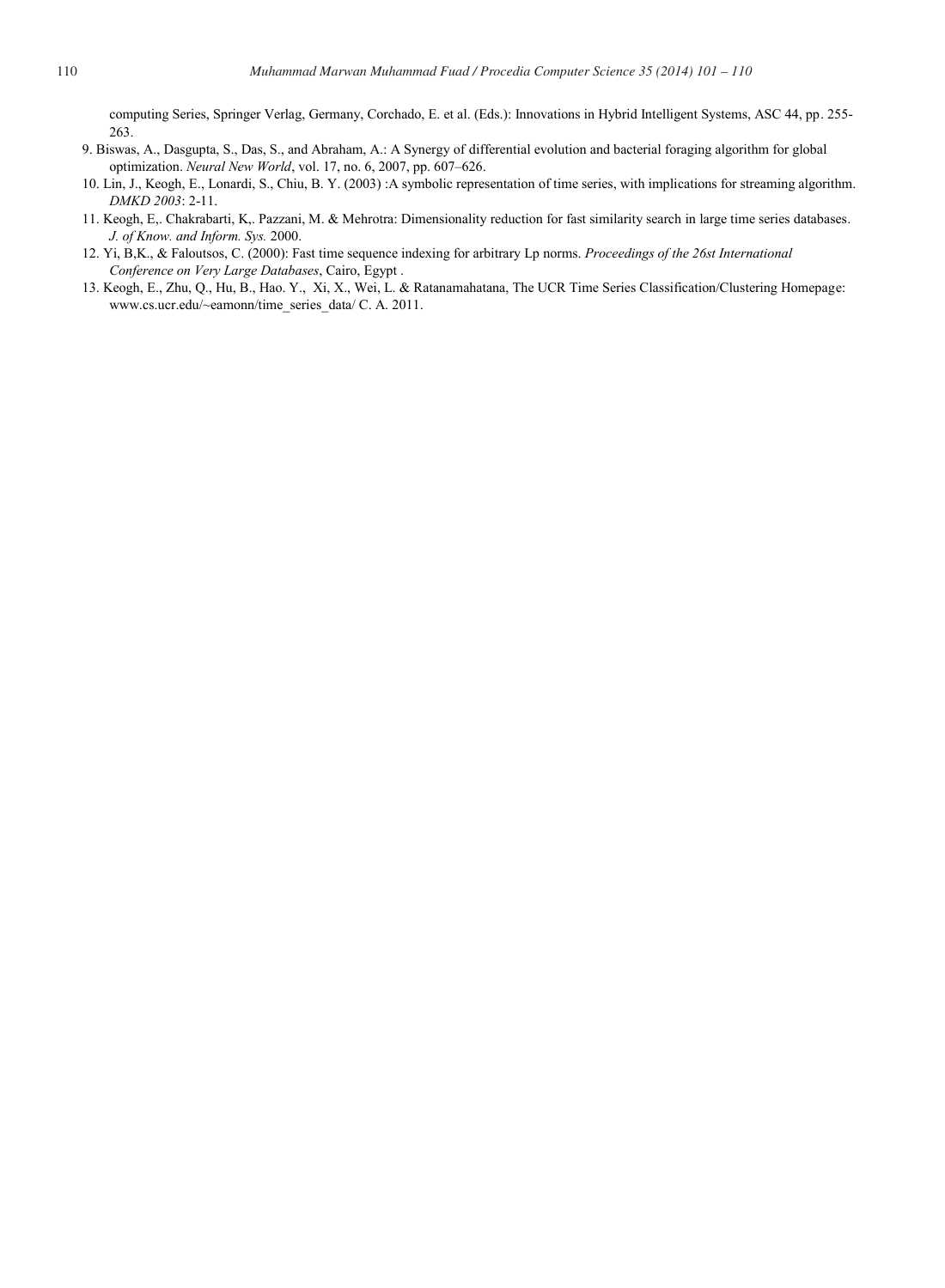computing Series, Springer Verlag, Germany, Corchado, E. et al. (Eds.): Innovations in Hybrid Intelligent Systems, ASC 44, pp. 255-263.

9. Biswas, A., Dasgupta, S., Das, S., and Abraham, A.: A Synergy of differential evolution and bacterial foraging algorithm for global optimization. *Neural New World*, vol. 17, no. 6, 2007, pp. 607–626.
10. Lin, J., Keogh, E., Lonardi, S., Chiu, B. Y. (2003) :A symbolic representation of time series, with implications for streaming algorithm. *DMKD 2003*: 2-11.
11. Keogh, E,. Chakrabarti, K,. Pazzani, M. & Mehrotra: Dimensionality reduction for fast similarity search in large time series databases. *J. of Know. and Inform. Sys.* 2000.
12. Yi, B,K., & Faloutsos, C. (2000): Fast time sequence indexing for arbitrary Lp norms. *Proceedings of the 26st International Conference on Very Large Databases*, Cairo, Egypt .
13. Keogh, E., Zhu, Q., Hu, B., Hao. Y., Xi, X., Wei, L. & Ratanamahatana, The UCR Time Series Classification/Clustering Homepage: www.cs.ucr.edu/~eamonn/time_series_data/ C. A. 2011.